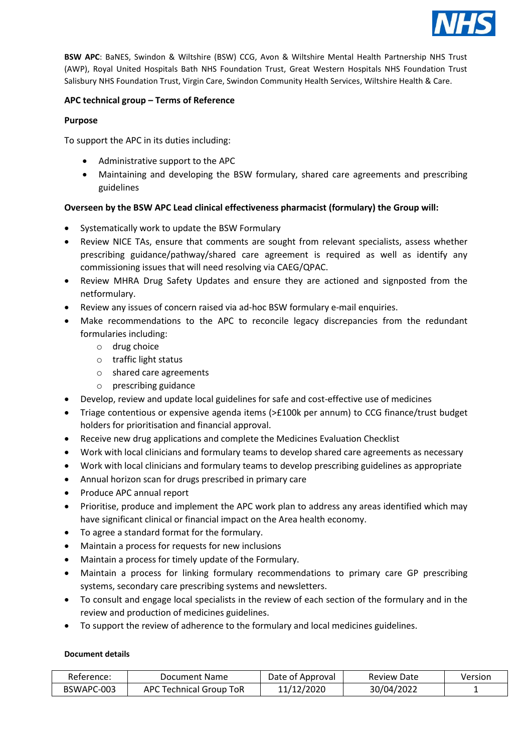**BSW APC**: BaNES, Swindon & Wiltshire (BSW) CCG, Avon & Wiltshire Mental Health Partnership NHS Trust (AWP), Royal United Hospitals Bath NHS Foundation Trust, Great Western Hospitals NHS Foundation Trust Salisbury NHS Foundation Trust, Virgin Care, Swindon Community Health Services, Wiltshire Health & Care.

**APC technical group – Terms of Reference**

**Purpose**

To support the APC in its duties including:

- Administrative support to the APC
- Maintaining and developing the BSW formulary, shared care agreements and prescribing guidelines

**Overseen by the BSW APC Lead clinical effectiveness pharmacist (formulary) the Group will:**

- Systematically work to update the BSW Formulary
- Review NICE TAs, ensure that comments are sought from relevant specialists, assess whether prescribing guidance/pathway/shared care agreement is required as well as identify any commissioning issues that will need resolving via CAEG/QPAC.
- Review MHRA Drug Safety Updates and ensure they are actioned and signposted from the netformulary.
- Review any issues of concern raised via ad-hoc BSW formulary e-mail enquiries.
- Make recommendations to the APC to reconcile legacy discrepancies from the redundant formularies including:
  - drug choice
  - traffic light status
  - shared care agreements
  - prescribing guidance
- Develop, review and update local guidelines for safe and cost-effective use of medicines
- Triage contentious or expensive agenda items (>£100k per annum) to CCG finance/trust budget holders for prioritisation and financial approval.
- Receive new drug applications and complete the Medicines Evaluation Checklist
- Work with local clinicians and formulary teams to develop shared care agreements as necessary
- Work with local clinicians and formulary teams to develop prescribing guidelines as appropriate
- Annual horizon scan for drugs prescribed in primary care
- Produce APC annual report
- Prioritise, produce and implement the APC work plan to address any areas identified which may have significant clinical or financial impact on the Area health economy.
- To agree a standard format for the formulary.
- Maintain a process for requests for new inclusions
- Maintain a process for timely update of the Formulary.
- Maintain a process for linking formulary recommendations to primary care GP prescribing systems, secondary care prescribing systems and newsletters.
- To consult and engage local specialists in the review of each section of the formulary and in the review and production of medicines guidelines.
- To support the review of adherence to the formulary and local medicines guidelines.

**Document details**

| Reference: | Document Name | Date of Approval | Review Date | Version |
|---|---|---|---|---|
| BSWAPC-003 | APC Technical Group ToR | 11/12/2020 | 30/04/2022 | 1 |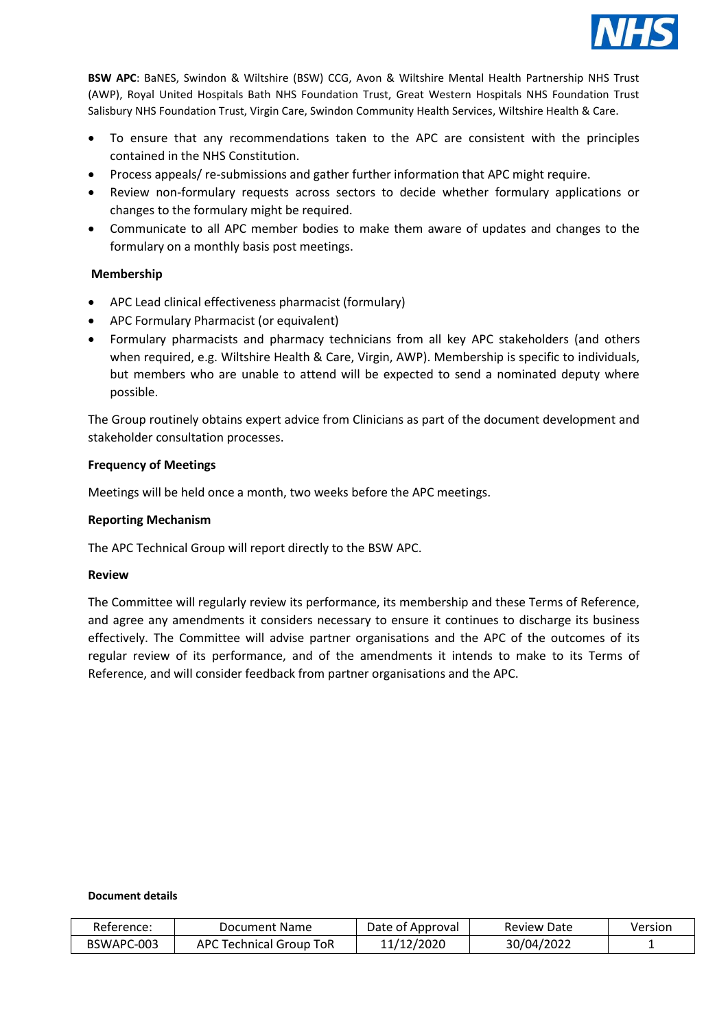**BSW APC**: BaNES, Swindon & Wiltshire (BSW) CCG, Avon & Wiltshire Mental Health Partnership NHS Trust (AWP), Royal United Hospitals Bath NHS Foundation Trust, Great Western Hospitals NHS Foundation Trust Salisbury NHS Foundation Trust, Virgin Care, Swindon Community Health Services, Wiltshire Health & Care.

- To ensure that any recommendations taken to the APC are consistent with the principles contained in the NHS Constitution.
- Process appeals/ re-submissions and gather further information that APC might require.
- Review non-formulary requests across sectors to decide whether formulary applications or changes to the formulary might be required.
- Communicate to all APC member bodies to make them aware of updates and changes to the formulary on a monthly basis post meetings.

**Membership**

- APC Lead clinical effectiveness pharmacist (formulary)
- APC Formulary Pharmacist (or equivalent)
- Formulary pharmacists and pharmacy technicians from all key APC stakeholders (and others when required, e.g. Wiltshire Health & Care, Virgin, AWP). Membership is specific to individuals, but members who are unable to attend will be expected to send a nominated deputy where possible.

The Group routinely obtains expert advice from Clinicians as part of the document development and stakeholder consultation processes.

**Frequency of Meetings**

Meetings will be held once a month, two weeks before the APC meetings.

**Reporting Mechanism**

The APC Technical Group will report directly to the BSW APC.

**Review**

The Committee will regularly review its performance, its membership and these Terms of Reference, and agree any amendments it considers necessary to ensure it continues to discharge its business effectively. The Committee will advise partner organisations and the APC of the outcomes of its regular review of its performance, and of the amendments it intends to make to its Terms of Reference, and will consider feedback from partner organisations and the APC.

**Document details**

| Reference: | Document Name | Date of Approval | Review Date | Version |
| --- | --- | --- | --- | --- |
| BSWAPC-003 | APC Technical Group ToR | 11/12/2020 | 30/04/2022 | 1 |